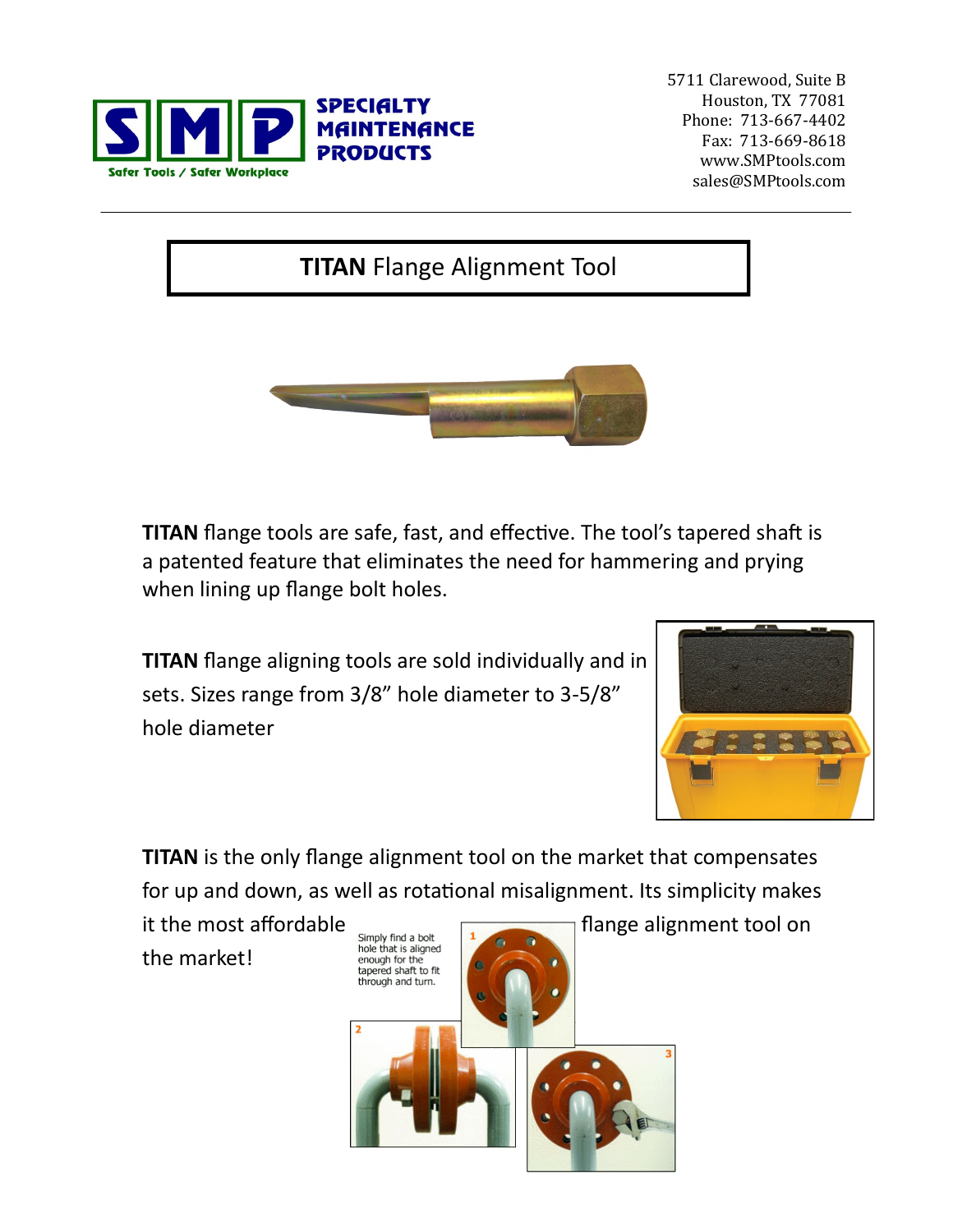**SPECIALTY MAINTENANCE PRODUCTS**

Safer Tools / Safer Workplace

5711 Clarewood, Suite B
Houston, TX 77081
Phone: 713-667-4402
Fax: 713-669-8618
www.SMPtools.com
sales@SMPtools.com

# **TITAN** Flange Alignment Tool

**TITAN** flange tools are safe, fast, and effective. The tool's tapered shaft is a patented feature that eliminates the need for hammering and prying when lining up flange bolt holes.

**TITAN** flange aligning tools are sold individually and in sets. Sizes range from 3/8" hole diameter to 3-5/8" hole diameter

**TITAN** is the only flange alignment tool on the market that compensates for up and down, as well as rotational misalignment. Its simplicity makes it the most affordable flange alignment tool on the market!

Simply find a bolt hole that is aligned enough for the tapered shaft to fit through and turn.

1

2

3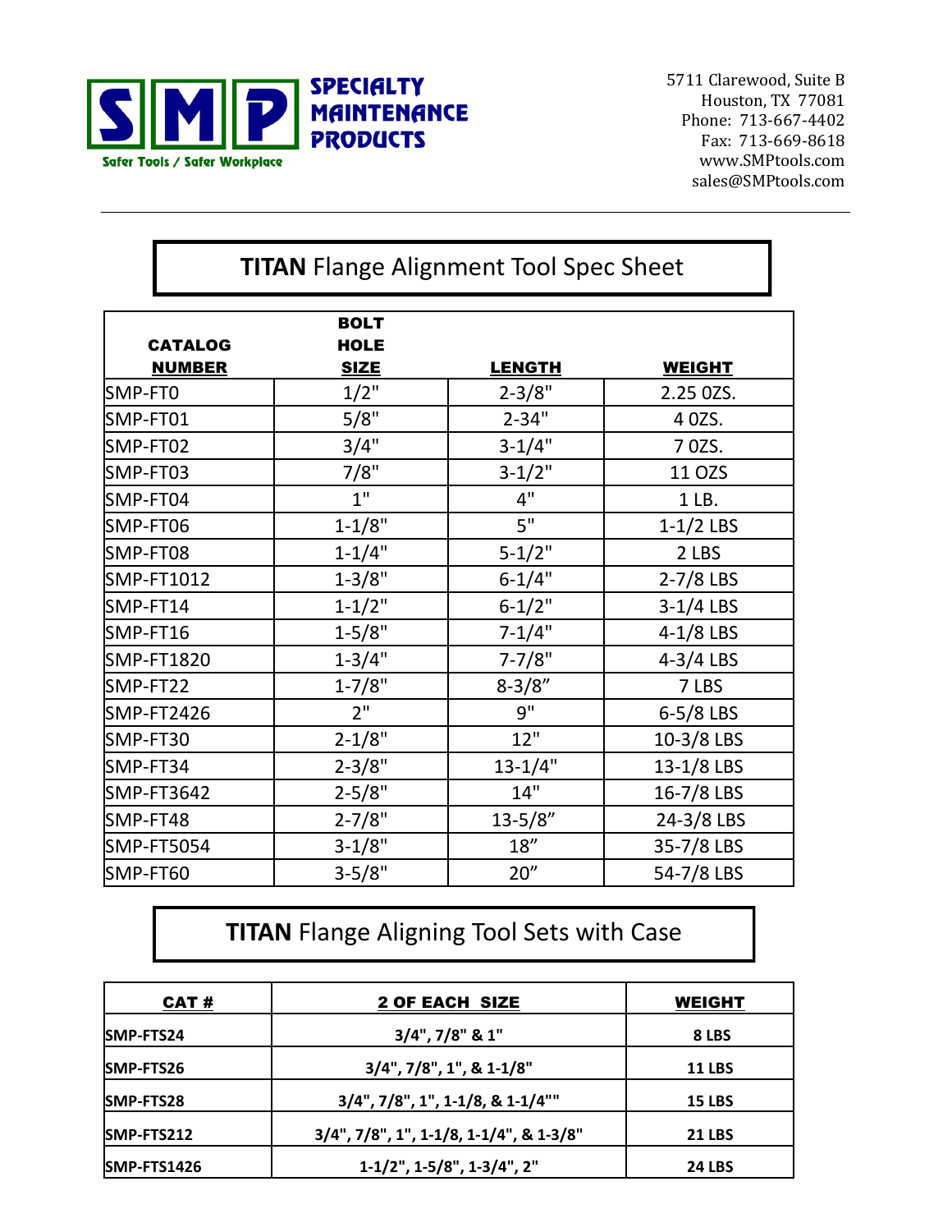**SPECIALTY MAINTENANCE PRODUCTS**

Safer Tools / Safer Workplace

5711 Clarewood, Suite B
Houston, TX 77081
Phone: 713-667-4402
Fax: 713-669-8618
www.SMPtools.com
sales@SMPtools.com

---

## **TITAN** Flange Alignment Tool Spec Sheet

| CATALOG NUMBER | BOLT HOLE SIZE | LENGTH | WEIGHT |
|---|---|---|---|
| SMP-FT0 | 1/2" | 2-3/8" | 2.25 OZS. |
| SMP-FT01 | 5/8" | 2-34" | 4 OZS. |
| SMP-FT02 | 3/4" | 3-1/4" | 7 OZS. |
| SMP-FT03 | 7/8" | 3-1/2" | 11 OZS |
| SMP-FT04 | 1" | 4" | 1 LB. |
| SMP-FT06 | 1-1/8" | 5" | 1-1/2 LBS |
| SMP-FT08 | 1-1/4" | 5-1/2" | 2 LBS |
| SMP-FT1012 | 1-3/8" | 6-1/4" | 2-7/8 LBS |
| SMP-FT14 | 1-1/2" | 6-1/2" | 3-1/4 LBS |
| SMP-FT16 | 1-5/8" | 7-1/4" | 4-1/8 LBS |
| SMP-FT1820 | 1-3/4" | 7-7/8" | 4-3/4 LBS |
| SMP-FT22 | 1-7/8" | 8-3/8" | 7 LBS |
| SMP-FT2426 | 2" | 9" | 6-5/8 LBS |
| SMP-FT30 | 2-1/8" | 12" | 10-3/8 LBS |
| SMP-FT34 | 2-3/8" | 13-1/4" | 13-1/8 LBS |
| SMP-FT3642 | 2-5/8" | 14" | 16-7/8 LBS |
| SMP-FT48 | 2-7/8" | 13-5/8" | 24-3/8 LBS |
| SMP-FT5054 | 3-1/8" | 18" | 35-7/8 LBS |
| SMP-FT60 | 3-5/8" | 20" | 54-7/8 LBS |

## **TITAN** Flange Aligning Tool Sets with Case

| CAT # | 2 OF EACH SIZE | WEIGHT |
|---|---|---|
| **SMP-FTS24** | **3/4", 7/8" & 1"** | **8 LBS** |
| **SMP-FTS26** | **3/4", 7/8", 1", & 1-1/8"** | **11 LBS** |
| **SMP-FTS28** | **3/4", 7/8", 1", 1-1/8, & 1-1/4""** | **15 LBS** |
| **SMP-FTS212** | **3/4", 7/8", 1", 1-1/8, 1-1/4", & 1-3/8"** | **21 LBS** |
| **SMP-FTS1426** | **1-1/2", 1-5/8", 1-3/4", 2"** | **24 LBS** |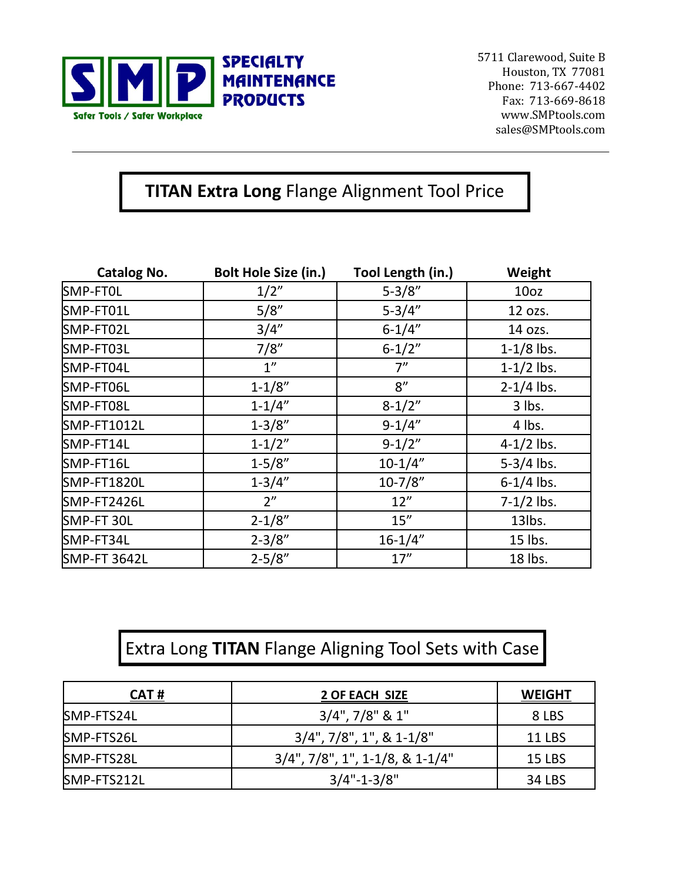**SPECIALTY MAINTENANCE PRODUCTS**

Safer Tools / Safer Workplace

5711 Clarewood, Suite B
Houston, TX 77081
Phone: 713-667-4402
Fax: 713-669-8618
www.SMPtools.com
sales@SMPtools.com

## **TITAN Extra Long** Flange Alignment Tool Price

| Catalog No. | Bolt Hole Size (in.) | Tool Length (in.) | Weight |
|---|---|---|---|
| SMP-FT0L | 1/2" | 5-3/8" | 10oz |
| SMP-FT01L | 5/8" | 5-3/4" | 12 ozs. |
| SMP-FT02L | 3/4" | 6-1/4" | 14 ozs. |
| SMP-FT03L | 7/8" | 6-1/2" | 1-1/8 lbs. |
| SMP-FT04L | 1" | 7" | 1-1/2 lbs. |
| SMP-FT06L | 1-1/8" | 8" | 2-1/4 lbs. |
| SMP-FT08L | 1-1/4" | 8-1/2" | 3 lbs. |
| SMP-FT1012L | 1-3/8" | 9-1/4" | 4 lbs. |
| SMP-FT14L | 1-1/2" | 9-1/2" | 4-1/2 lbs. |
| SMP-FT16L | 1-5/8" | 10-1/4" | 5-3/4 lbs. |
| SMP-FT1820L | 1-3/4" | 10-7/8" | 6-1/4 lbs. |
| SMP-FT2426L | 2" | 12" | 7-1/2 lbs. |
| SMP-FT 30L | 2-1/8" | 15" | 13lbs. |
| SMP-FT34L | 2-3/8" | 16-1/4" | 15 lbs. |
| SMP-FT 3642L | 2-5/8" | 17" | 18 lbs. |

## Extra Long **TITAN** Flange Aligning Tool Sets with Case

| CAT # | 2 OF EACH SIZE | WEIGHT |
|---|---|---|
| SMP-FTS24L | 3/4", 7/8" & 1" | 8 LBS |
| SMP-FTS26L | 3/4", 7/8", 1", & 1-1/8" | 11 LBS |
| SMP-FTS28L | 3/4", 7/8", 1", 1-1/8, & 1-1/4" | 15 LBS |
| SMP-FTS212L | 3/4"-1-3/8" | 34 LBS |